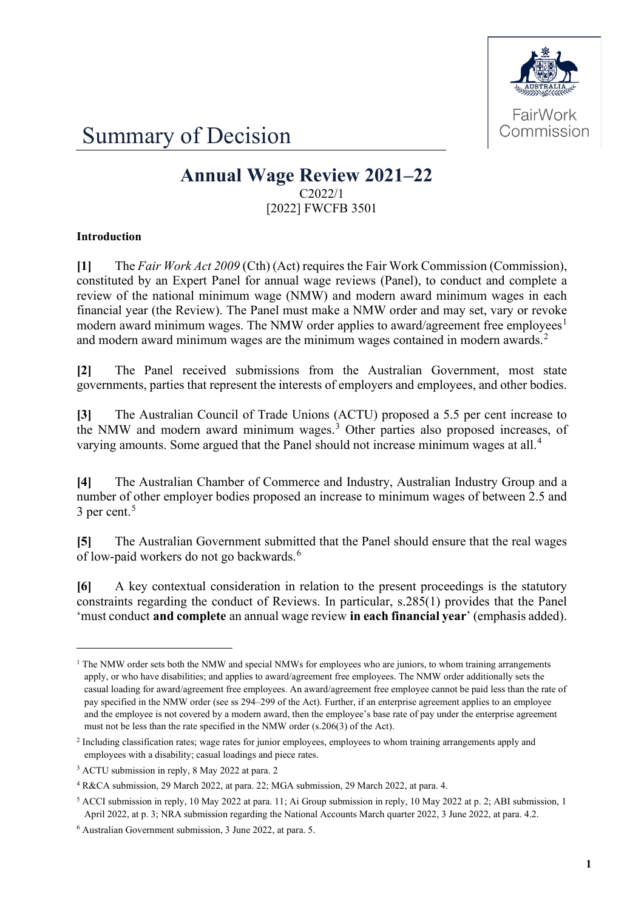# Summary of Decision

## Annual Wage Review 2021–22

C2022/1

[2022] FWCFB 3501

**Introduction**

**[1]** The *Fair Work Act 2009* (Cth) (Act) requires the Fair Work Commission (Commission), constituted by an Expert Panel for annual wage reviews (Panel), to conduct and complete a review of the national minimum wage (NMW) and modern award minimum wages in each financial year (the Review). The Panel must make a NMW order and may set, vary or revoke modern award minimum wages. The NMW order applies to award/agreement free employees[1] and modern award minimum wages are the minimum wages contained in modern awards.[2]

**[2]** The Panel received submissions from the Australian Government, most state governments, parties that represent the interests of employers and employees, and other bodies.

**[3]** The Australian Council of Trade Unions (ACTU) proposed a 5.5 per cent increase to the NMW and modern award minimum wages.[3] Other parties also proposed increases, of varying amounts. Some argued that the Panel should not increase minimum wages at all.[4]

**[4]** The Australian Chamber of Commerce and Industry, Australian Industry Group and a number of other employer bodies proposed an increase to minimum wages of between 2.5 and 3 per cent.[5]

**[5]** The Australian Government submitted that the Panel should ensure that the real wages of low-paid workers do not go backwards.[6]

**[6]** A key contextual consideration in relation to the present proceedings is the statutory constraints regarding the conduct of Reviews. In particular, s.285(1) provides that the Panel 'must conduct **and complete** an annual wage review **in each financial year**' (emphasis added).

---

[1] The NMW order sets both the NMW and special NMWs for employees who are juniors, to whom training arrangements apply, or who have disabilities; and applies to award/agreement free employees. The NMW order additionally sets the casual loading for award/agreement free employees. An award/agreement free employee cannot be paid less than the rate of pay specified in the NMW order (see ss 294–299 of the Act). Further, if an enterprise agreement applies to an employee and the employee is not covered by a modern award, then the employee's base rate of pay under the enterprise agreement must not be less than the rate specified in the NMW order (s.206(3) of the Act).

[2] Including classification rates; wage rates for junior employees, employees to whom training arrangements apply and employees with a disability; casual loadings and piece rates.

[3] ACTU submission in reply, 8 May 2022 at para. 2

[4] R&CA submission, 29 March 2022, at para. 22; MGA submission, 29 March 2022, at para. 4.

[5] ACCI submission in reply, 10 May 2022 at para. 11; Ai Group submission in reply, 10 May 2022 at p. 2; ABI submission, 1 April 2022, at p. 3; NRA submission regarding the National Accounts March quarter 2022, 3 June 2022, at para. 4.2.

[6] Australian Government submission, 3 June 2022, at para. 5.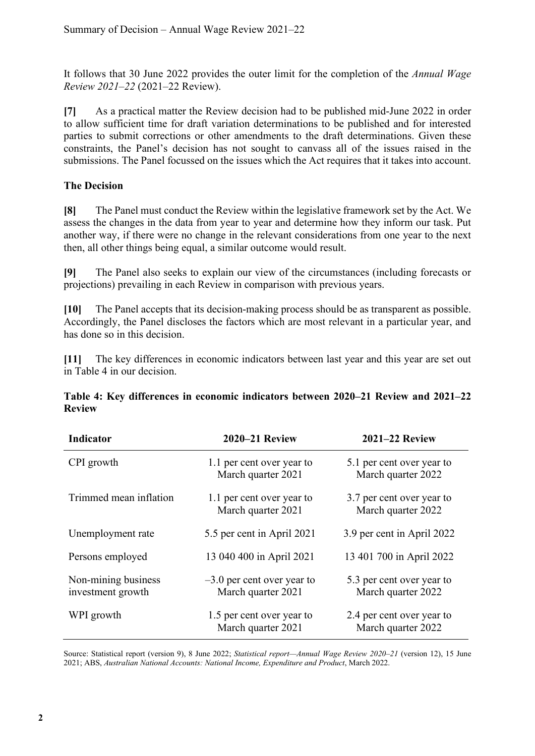It follows that 30 June 2022 provides the outer limit for the completion of the *Annual Wage Review 2021–22* (2021–22 Review).

**[7]** As a practical matter the Review decision had to be published mid-June 2022 in order to allow sufficient time for draft variation determinations to be published and for interested parties to submit corrections or other amendments to the draft determinations. Given these constraints, the Panel's decision has not sought to canvass all of the issues raised in the submissions. The Panel focussed on the issues which the Act requires that it takes into account.

**The Decision**

**[8]** The Panel must conduct the Review within the legislative framework set by the Act. We assess the changes in the data from year to year and determine how they inform our task. Put another way, if there were no change in the relevant considerations from one year to the next then, all other things being equal, a similar outcome would result.

**[9]** The Panel also seeks to explain our view of the circumstances (including forecasts or projections) prevailing in each Review in comparison with previous years.

**[10]** The Panel accepts that its decision-making process should be as transparent as possible. Accordingly, the Panel discloses the factors which are most relevant in a particular year, and has done so in this decision.

**[11]** The key differences in economic indicators between last year and this year are set out in Table 4 in our decision.

**Table 4: Key differences in economic indicators between 2020–21 Review and 2021–22 Review**

| Indicator | 2020–21 Review | 2021–22 Review |
|---|---|---|
| CPI growth | 1.1 per cent over year to March quarter 2021 | 5.1 per cent over year to March quarter 2022 |
| Trimmed mean inflation | 1.1 per cent over year to March quarter 2021 | 3.7 per cent over year to March quarter 2022 |
| Unemployment rate | 5.5 per cent in April 2021 | 3.9 per cent in April 2022 |
| Persons employed | 13 040 400 in April 2021 | 13 401 700 in April 2022 |
| Non-mining business investment growth | –3.0 per cent over year to March quarter 2021 | 5.3 per cent over year to March quarter 2022 |
| WPI growth | 1.5 per cent over year to March quarter 2021 | 2.4 per cent over year to March quarter 2022 |

Source: Statistical report (version 9), 8 June 2022; *Statistical report—Annual Wage Review 2020–21* (version 12), 15 June 2021; ABS, *Australian National Accounts: National Income, Expenditure and Product*, March 2022.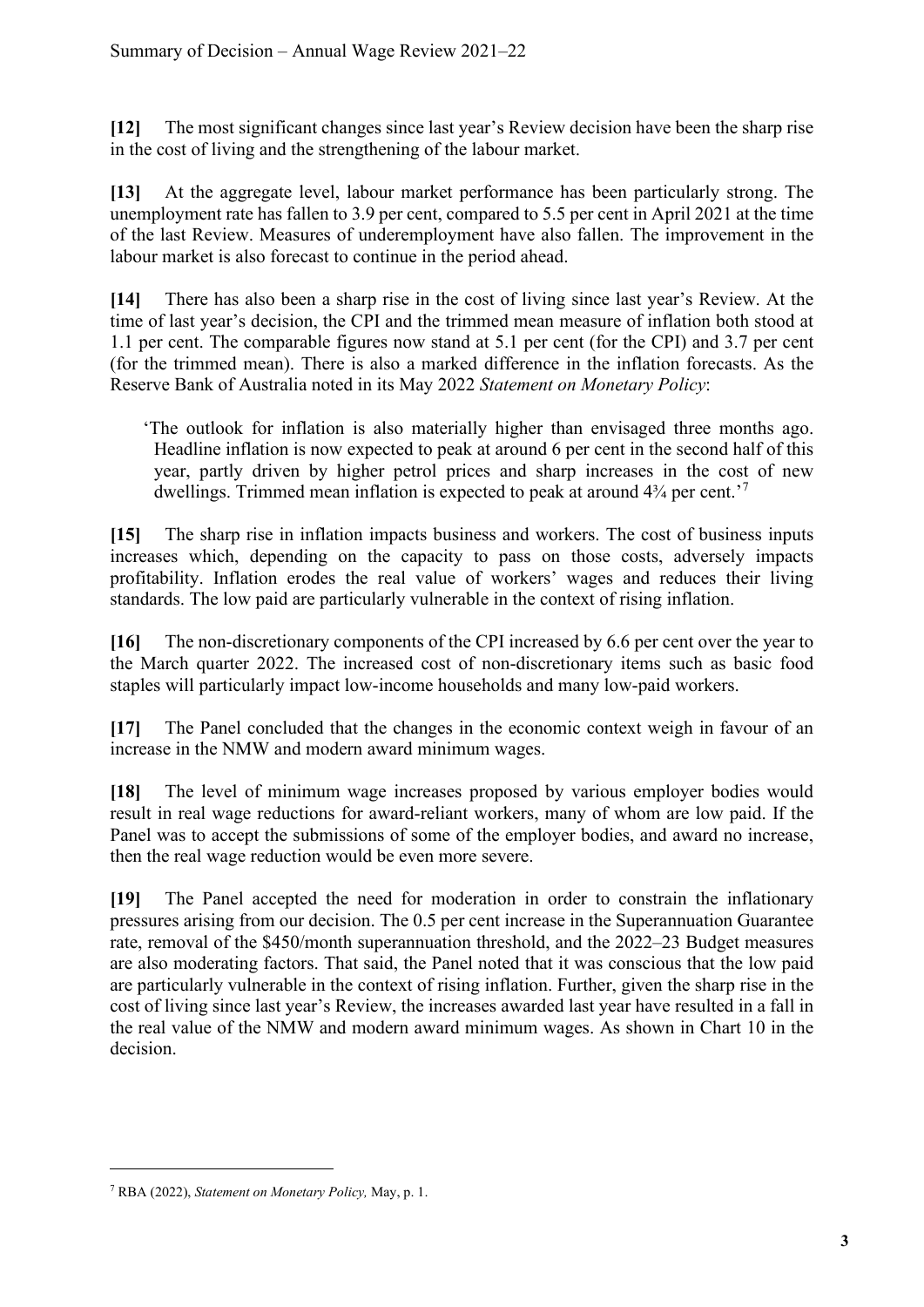**[12]** The most significant changes since last year's Review decision have been the sharp rise in the cost of living and the strengthening of the labour market.

**[13]** At the aggregate level, labour market performance has been particularly strong. The unemployment rate has fallen to 3.9 per cent, compared to 5.5 per cent in April 2021 at the time of the last Review. Measures of underemployment have also fallen. The improvement in the labour market is also forecast to continue in the period ahead.

**[14]** There has also been a sharp rise in the cost of living since last year's Review. At the time of last year's decision, the CPI and the trimmed mean measure of inflation both stood at 1.1 per cent. The comparable figures now stand at 5.1 per cent (for the CPI) and 3.7 per cent (for the trimmed mean). There is also a marked difference in the inflation forecasts. As the Reserve Bank of Australia noted in its May 2022 *Statement on Monetary Policy*:

> 'The outlook for inflation is also materially higher than envisaged three months ago. Headline inflation is now expected to peak at around 6 per cent in the second half of this year, partly driven by higher petrol prices and sharp increases in the cost of new dwellings. Trimmed mean inflation is expected to peak at around 4¾ per cent.'[7]

**[15]** The sharp rise in inflation impacts business and workers. The cost of business inputs increases which, depending on the capacity to pass on those costs, adversely impacts profitability. Inflation erodes the real value of workers' wages and reduces their living standards. The low paid are particularly vulnerable in the context of rising inflation.

**[16]** The non-discretionary components of the CPI increased by 6.6 per cent over the year to the March quarter 2022. The increased cost of non-discretionary items such as basic food staples will particularly impact low-income households and many low-paid workers.

**[17]** The Panel concluded that the changes in the economic context weigh in favour of an increase in the NMW and modern award minimum wages.

**[18]** The level of minimum wage increases proposed by various employer bodies would result in real wage reductions for award-reliant workers, many of whom are low paid. If the Panel was to accept the submissions of some of the employer bodies, and award no increase, then the real wage reduction would be even more severe.

**[19]** The Panel accepted the need for moderation in order to constrain the inflationary pressures arising from our decision. The 0.5 per cent increase in the Superannuation Guarantee rate, removal of the $450/month superannuation threshold, and the 2022–23 Budget measures are also moderating factors. That said, the Panel noted that it was conscious that the low paid are particularly vulnerable in the context of rising inflation. Further, given the sharp rise in the cost of living since last year's Review, the increases awarded last year have resulted in a fall in the real value of the NMW and modern award minimum wages. As shown in Chart 10 in the decision.

---

[7] RBA (2022), *Statement on Monetary Policy,* May, p. 1.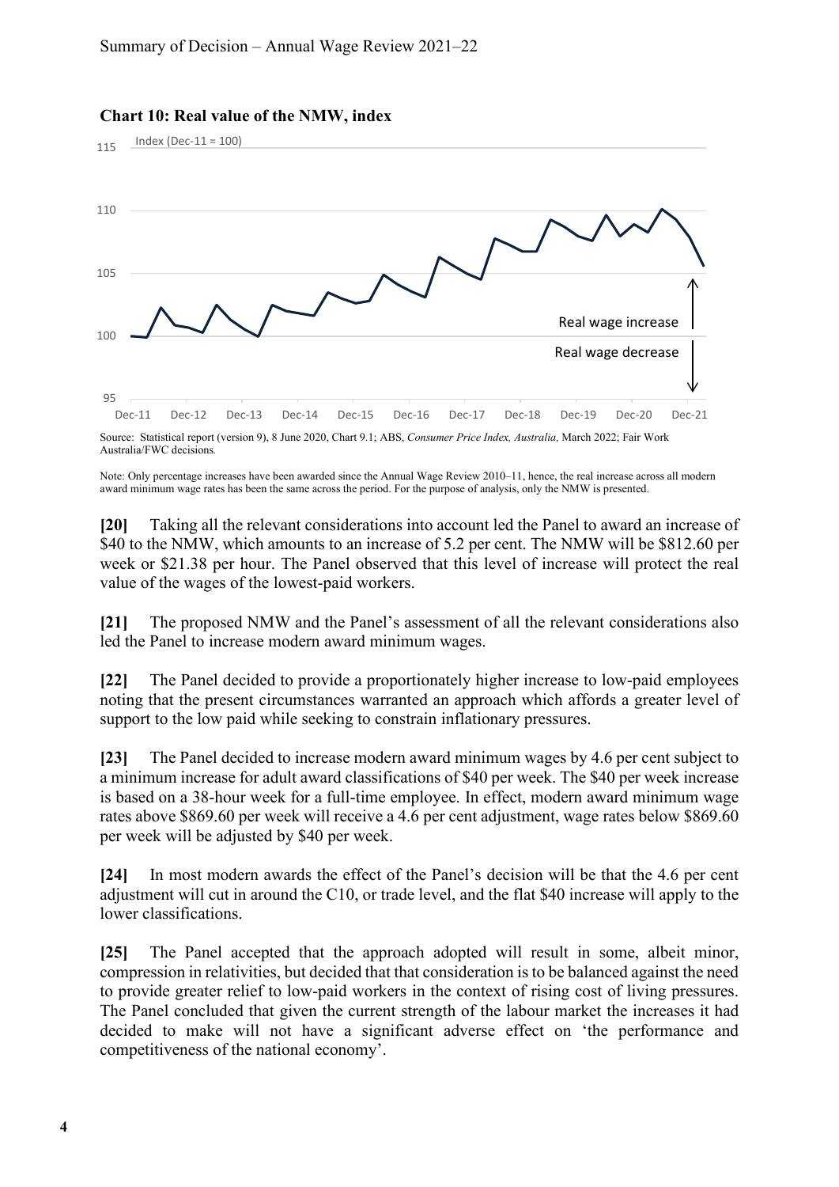**Chart 10: Real value of the NMW, index**

Source: Statistical report (version 9), 8 June 2020, Chart 9.1; ABS, *Consumer Price Index, Australia,* March 2022; Fair Work Australia/FWC decisions*.*

Note: Only percentage increases have been awarded since the Annual Wage Review 2010–11, hence, the real increase across all modern award minimum wage rates has been the same across the period. For the purpose of analysis, only the NMW is presented.

**[20]** Taking all the relevant considerations into account led the Panel to award an increase of $40 to the NMW, which amounts to an increase of 5.2 per cent. The NMW will be $812.60 per week or $21.38 per hour. The Panel observed that this level of increase will protect the real value of the wages of the lowest-paid workers.

**[21]** The proposed NMW and the Panel's assessment of all the relevant considerations also led the Panel to increase modern award minimum wages.

**[22]** The Panel decided to provide a proportionately higher increase to low-paid employees noting that the present circumstances warranted an approach which affords a greater level of support to the low paid while seeking to constrain inflationary pressures.

**[23]** The Panel decided to increase modern award minimum wages by 4.6 per cent subject to a minimum increase for adult award classifications of $40 per week. The $40 per week increase is based on a 38-hour week for a full-time employee. In effect, modern award minimum wage rates above $869.60 per week will receive a 4.6 per cent adjustment, wage rates below $869.60 per week will be adjusted by $40 per week.

**[24]** In most modern awards the effect of the Panel's decision will be that the 4.6 per cent adjustment will cut in around the C10, or trade level, and the flat $40 increase will apply to the lower classifications.

**[25]** The Panel accepted that the approach adopted will result in some, albeit minor, compression in relativities, but decided that that consideration is to be balanced against the need to provide greater relief to low-paid workers in the context of rising cost of living pressures. The Panel concluded that given the current strength of the labour market the increases it had decided to make will not have a significant adverse effect on 'the performance and competitiveness of the national economy'.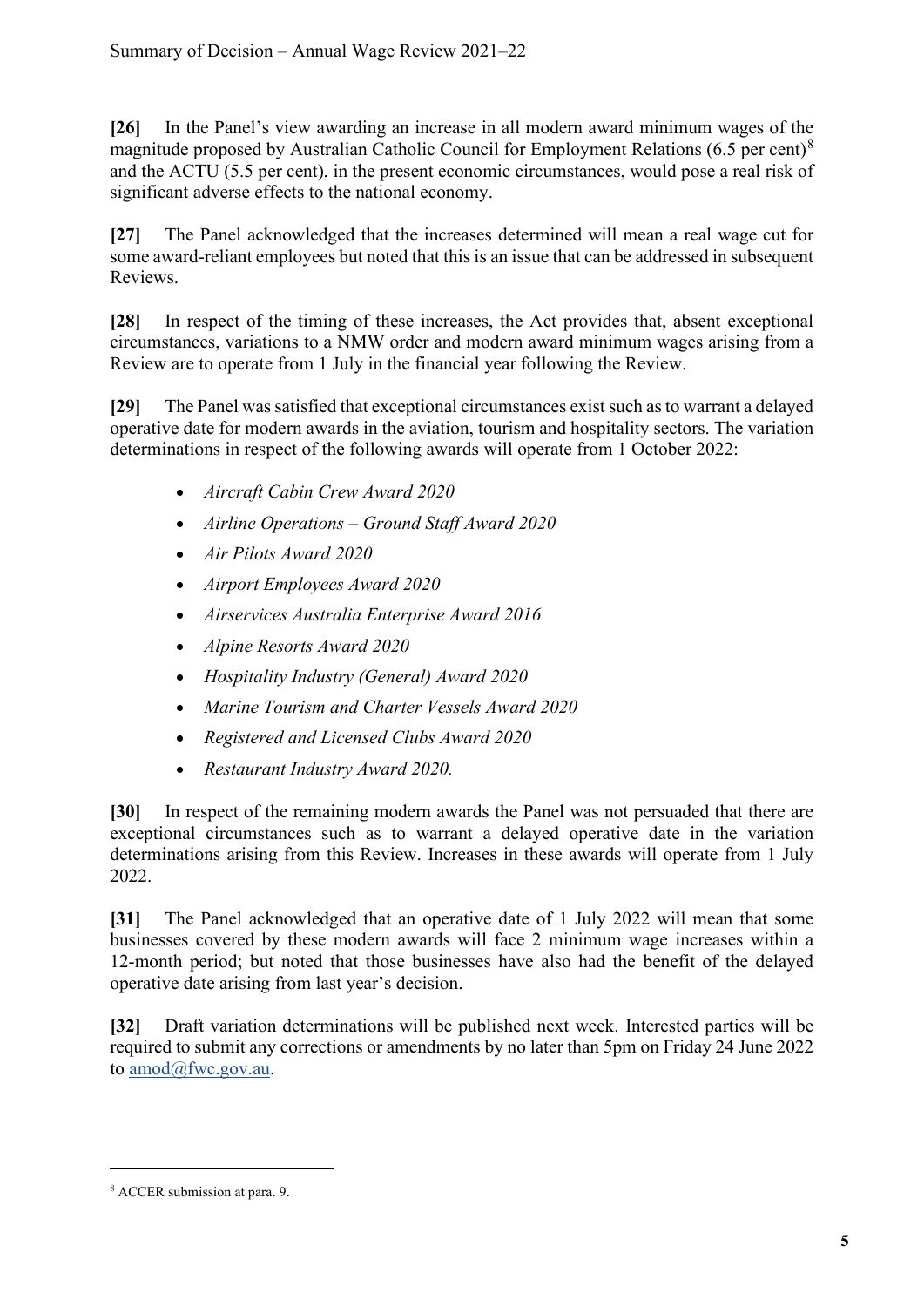**[26]** In the Panel's view awarding an increase in all modern award minimum wages of the magnitude proposed by Australian Catholic Council for Employment Relations (6.5 per cent)[8] and the ACTU (5.5 per cent), in the present economic circumstances, would pose a real risk of significant adverse effects to the national economy.

**[27]** The Panel acknowledged that the increases determined will mean a real wage cut for some award-reliant employees but noted that this is an issue that can be addressed in subsequent Reviews.

**[28]** In respect of the timing of these increases, the Act provides that, absent exceptional circumstances, variations to a NMW order and modern award minimum wages arising from a Review are to operate from 1 July in the financial year following the Review.

**[29]** The Panel was satisfied that exceptional circumstances exist such as to warrant a delayed operative date for modern awards in the aviation, tourism and hospitality sectors. The variation determinations in respect of the following awards will operate from 1 October 2022:

- *Aircraft Cabin Crew Award 2020*
- *Airline Operations – Ground Staff Award 2020*
- *Air Pilots Award 2020*
- *Airport Employees Award 2020*
- *Airservices Australia Enterprise Award 2016*
- *Alpine Resorts Award 2020*
- *Hospitality Industry (General) Award 2020*
- *Marine Tourism and Charter Vessels Award 2020*
- *Registered and Licensed Clubs Award 2020*
- *Restaurant Industry Award 2020.*

**[30]** In respect of the remaining modern awards the Panel was not persuaded that there are exceptional circumstances such as to warrant a delayed operative date in the variation determinations arising from this Review. Increases in these awards will operate from 1 July 2022.

**[31]** The Panel acknowledged that an operative date of 1 July 2022 will mean that some businesses covered by these modern awards will face 2 minimum wage increases within a 12-month period; but noted that those businesses have also had the benefit of the delayed operative date arising from last year's decision.

**[32]** Draft variation determinations will be published next week. Interested parties will be required to submit any corrections or amendments by no later than 5pm on Friday 24 June 2022 to amod@fwc.gov.au.

---

[8] ACCER submission at para. 9.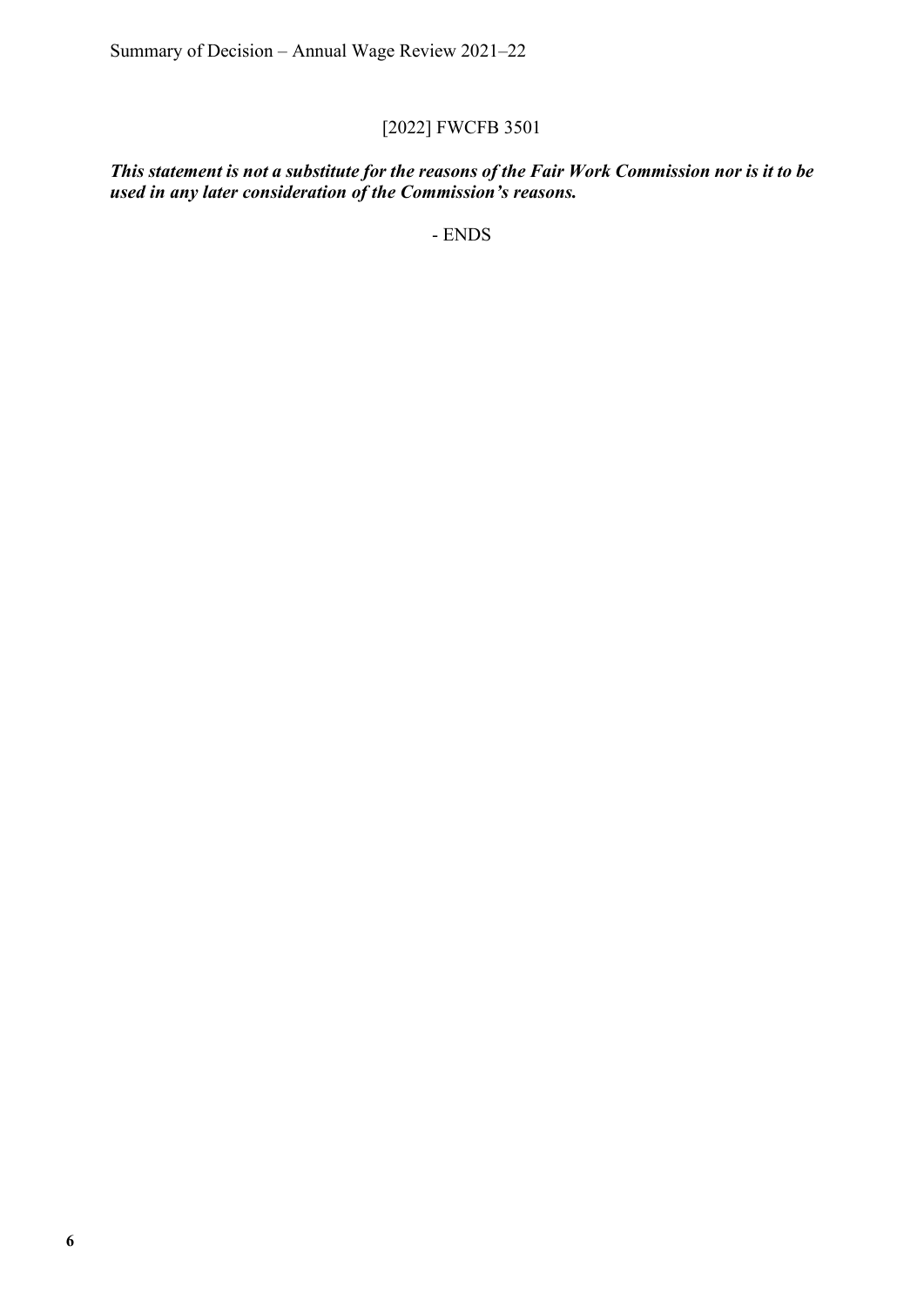[2022] FWCFB 3501

***This statement is not a substitute for the reasons of the Fair Work Commission nor is it to be used in any later consideration of the Commission's reasons.***

- ENDS